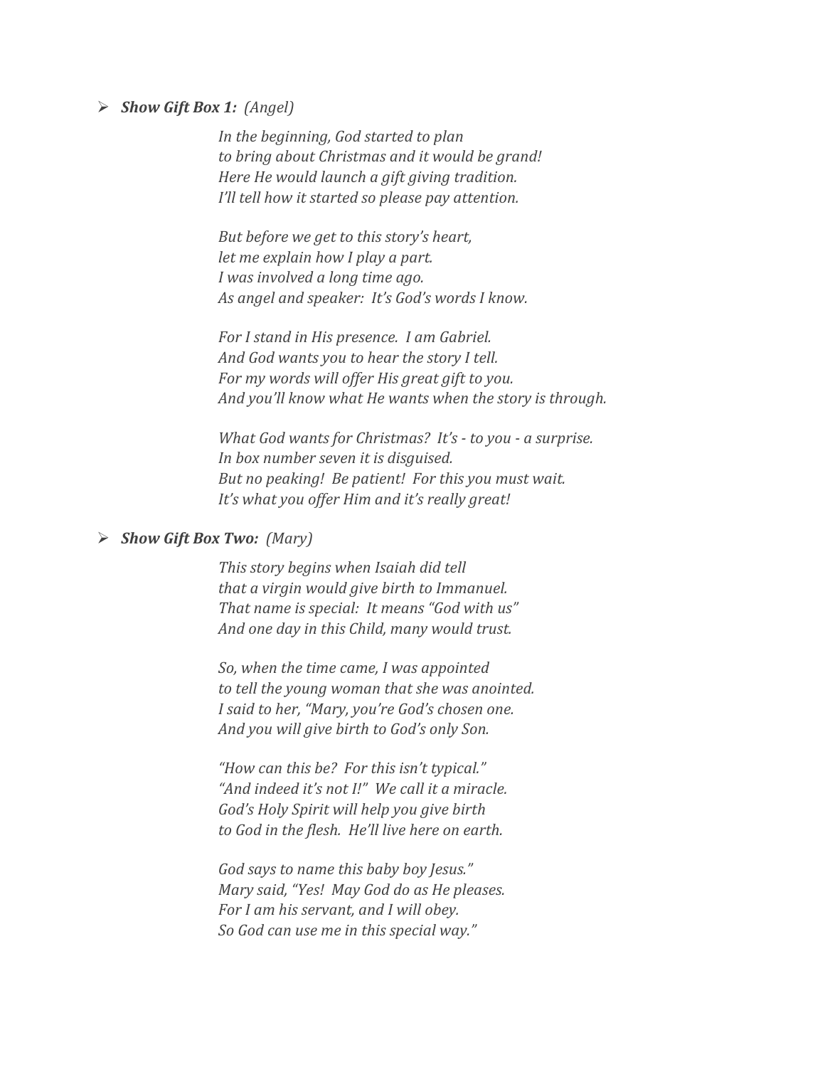- ***Show Gift Box 1:*** *(Angel)*

  *In the beginning, God started to plan*
  *to bring about Christmas and it would be grand!*
  *Here He would launch a gift giving tradition.*
  *I'll tell how it started so please pay attention.*

  *But before we get to this story's heart,*
  *let me explain how I play a part.*
  *I was involved a long time ago.*
  *As angel and speaker: It's God's words I know.*

  *For I stand in His presence. I am Gabriel.*
  *And God wants you to hear the story I tell.*
  *For my words will offer His great gift to you.*
  *And you'll know what He wants when the story is through.*

  *What God wants for Christmas? It's - to you - a surprise.*
  *In box number seven it is disguised.*
  *But no peaking! Be patient! For this you must wait.*
  *It's what you offer Him and it's really great!*

- ***Show Gift Box Two:*** *(Mary)*

  *This story begins when Isaiah did tell*
  *that a virgin would give birth to Immanuel.*
  *That name is special: It means "God with us"*
  *And one day in this Child, many would trust.*

  *So, when the time came, I was appointed*
  *to tell the young woman that she was anointed.*
  *I said to her, "Mary, you're God's chosen one.*
  *And you will give birth to God's only Son.*

  *"How can this be? For this isn't typical."*
  *"And indeed it's not I!" We call it a miracle.*
  *God's Holy Spirit will help you give birth*
  *to God in the flesh. He'll live here on earth.*

  *God says to name this baby boy Jesus."*
  *Mary said, "Yes! May God do as He pleases.*
  *For I am his servant, and I will obey.*
  *So God can use me in this special way."*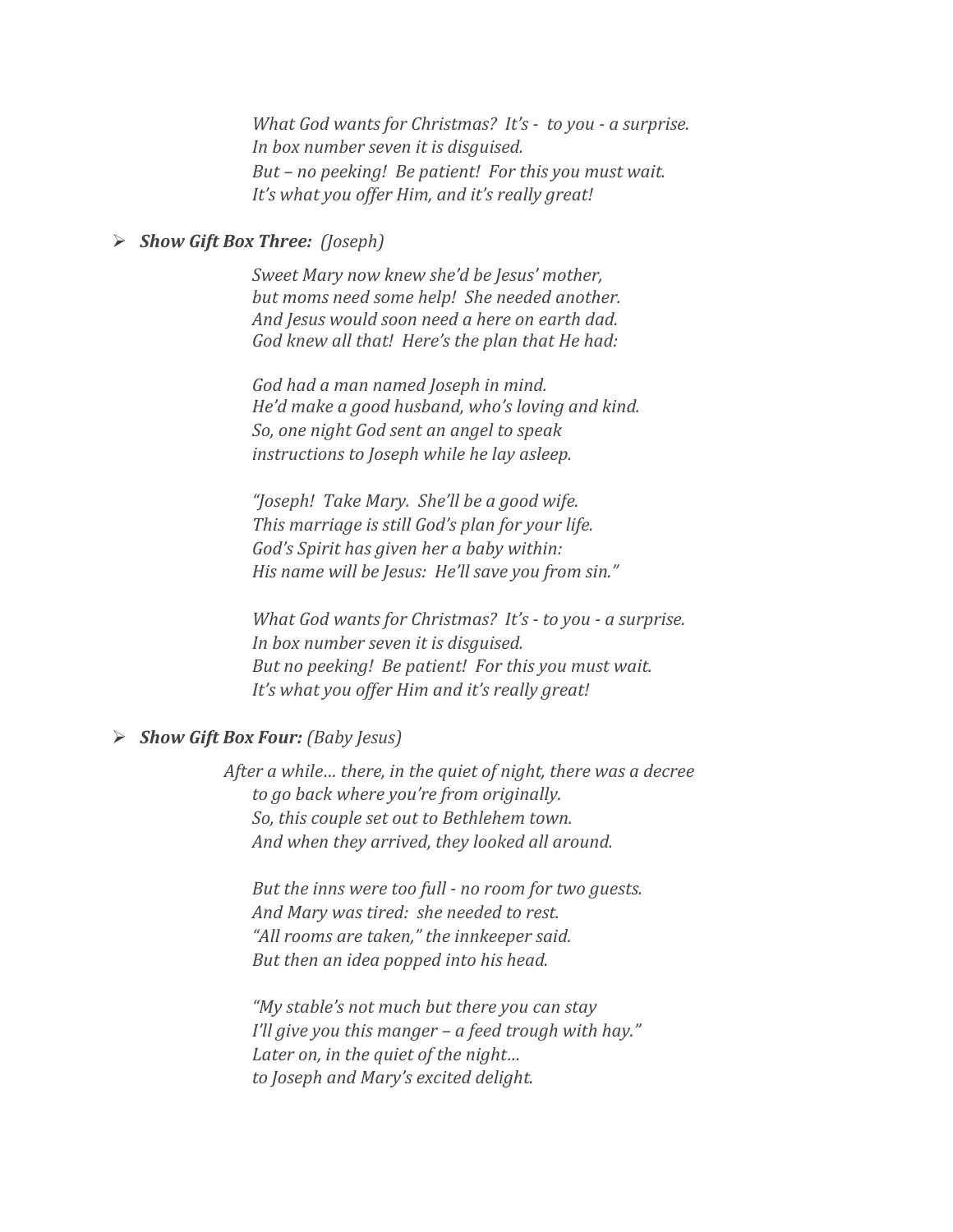*What God wants for Christmas? It's - to you - a surprise.*
*In box number seven it is disguised.*
*But – no peeking! Be patient! For this you must wait.*
*It's what you offer Him, and it's really great!*

- ***Show Gift Box Three:*** *(Joseph)*

*Sweet Mary now knew she'd be Jesus' mother,*
*but moms need some help! She needed another.*
*And Jesus would soon need a here on earth dad.*
*God knew all that! Here's the plan that He had:*

*God had a man named Joseph in mind.*
*He'd make a good husband, who's loving and kind.*
*So, one night God sent an angel to speak*
*instructions to Joseph while he lay asleep.*

*"Joseph! Take Mary. She'll be a good wife.*
*This marriage is still God's plan for your life.*
*God's Spirit has given her a baby within:*
*His name will be Jesus: He'll save you from sin."*

*What God wants for Christmas? It's - to you - a surprise.*
*In box number seven it is disguised.*
*But no peeking! Be patient! For this you must wait.*
*It's what you offer Him and it's really great!*

- ***Show Gift Box Four:*** *(Baby Jesus)*

*After a while… there, in the quiet of night, there was a decree*
*to go back where you're from originally.*
*So, this couple set out to Bethlehem town.*
*And when they arrived, they looked all around.*

*But the inns were too full - no room for two guests.*
*And Mary was tired: she needed to rest.*
*"All rooms are taken," the innkeeper said.*
*But then an idea popped into his head.*

*"My stable's not much but there you can stay*
*I'll give you this manger – a feed trough with hay."*
*Later on, in the quiet of the night…*
*to Joseph and Mary's excited delight.*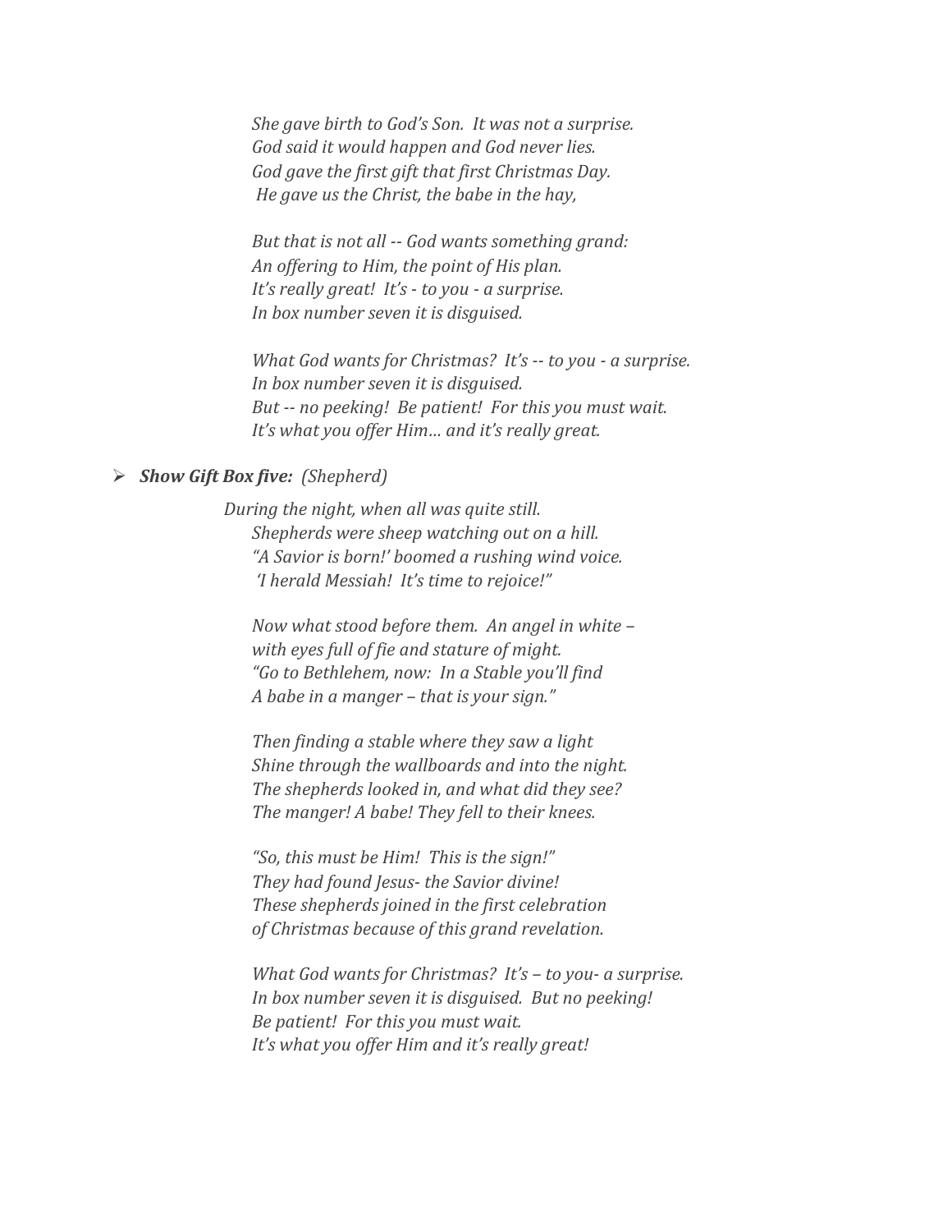*She gave birth to God's Son.  It was not a surprise.*
*God said it would happen and God never lies.*
*God gave the first gift that first Christmas Day.*
*He gave us the Christ, the babe in the hay,*

*But that is not all -- God wants something grand:*
*An offering to Him, the point of His plan.*
*It's really great!  It's - to you - a surprise.*
*In box number seven it is disguised.*

*What God wants for Christmas?  It's -- to you - a surprise.*
*In box number seven it is disguised.*
*But -- no peeking!  Be patient!  For this you must wait.*
*It's what you offer Him… and it's really great.*

- ***Show Gift Box five:*** *(Shepherd)*

*During the night, when all was quite still.*
*Shepherds were sheep watching out on a hill.*
*"A Savior is born!' boomed a rushing wind voice.*
*'I herald Messiah!  It's time to rejoice!"*

*Now what stood before them.  An angel in white –*
*with eyes full of fie and stature of might.*
*"Go to Bethlehem, now:  In a Stable you'll find*
*A babe in a manger – that is your sign."*

*Then finding a stable where they saw a light*
*Shine through the wallboards and into the night.*
*The shepherds looked in, and what did they see?*
*The manger! A babe! They fell to their knees.*

*"So, this must be Him!  This is the sign!"*
*They had found Jesus- the Savior divine!*
*These shepherds joined in the first celebration*
*of Christmas because of this grand revelation.*

*What God wants for Christmas?  It's – to you- a surprise.*
*In box number seven it is disguised.  But no peeking!*
*Be patient!  For this you must wait.*
*It's what you offer Him and it's really great!*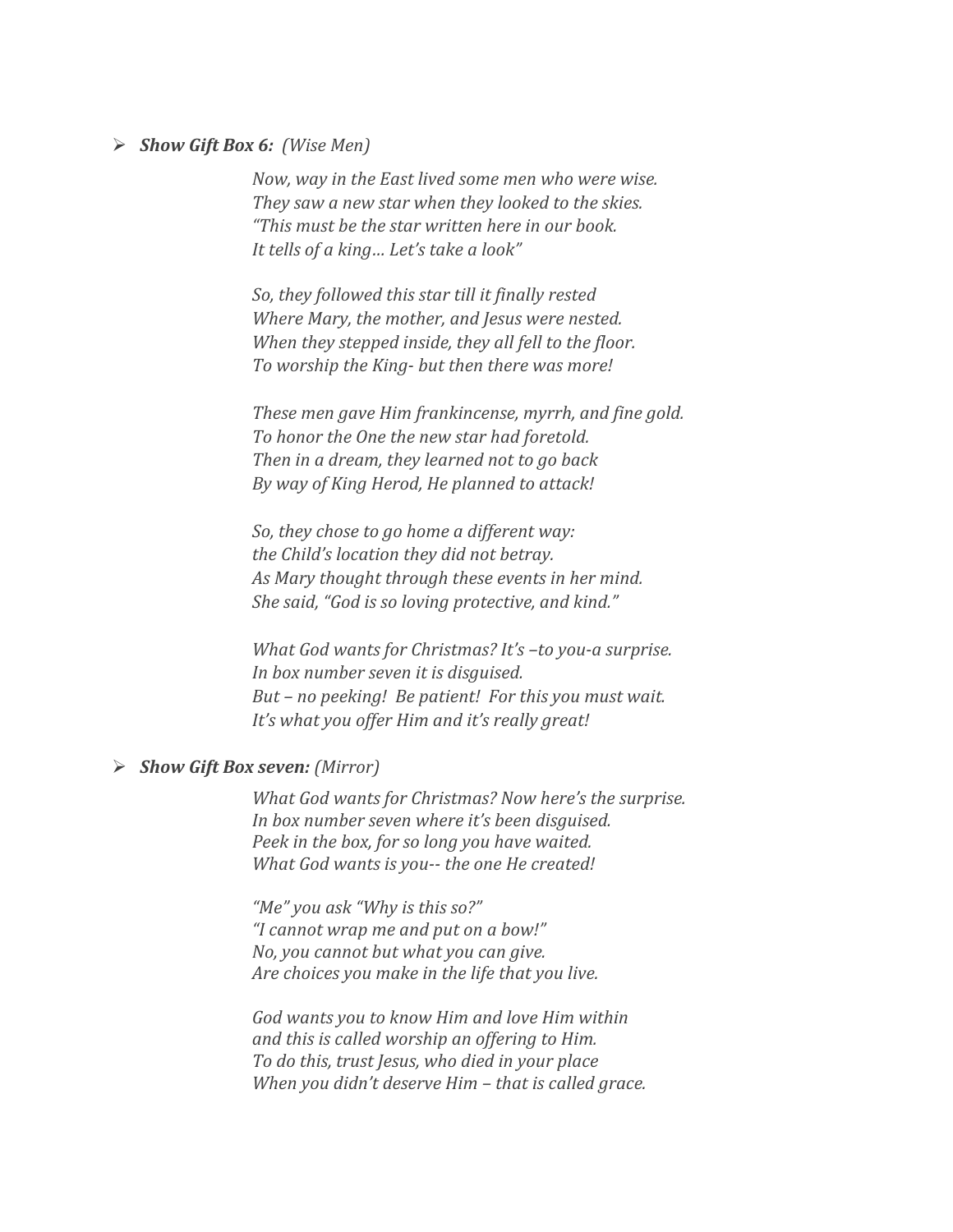- ***Show Gift Box 6:*** *(Wise Men)*

  *Now, way in the East lived some men who were wise.*
  *They saw a new star when they looked to the skies.*
  *"This must be the star written here in our book.*
  *It tells of a king… Let's take a look"*

  *So, they followed this star till it finally rested*
  *Where Mary, the mother, and Jesus were nested.*
  *When they stepped inside, they all fell to the floor.*
  *To worship the King- but then there was more!*

  *These men gave Him frankincense, myrrh, and fine gold.*
  *To honor the One the new star had foretold.*
  *Then in a dream, they learned not to go back*
  *By way of King Herod, He planned to attack!*

  *So, they chose to go home a different way:*
  *the Child's location they did not betray.*
  *As Mary thought through these events in her mind.*
  *She said, "God is so loving protective, and kind."*

  *What God wants for Christmas? It's –to you-a surprise.*
  *In box number seven it is disguised.*
  *But – no peeking! Be patient! For this you must wait.*
  *It's what you offer Him and it's really great!*

- ***Show Gift Box seven:*** *(Mirror)*

  *What God wants for Christmas? Now here's the surprise.*
  *In box number seven where it's been disguised.*
  *Peek in the box, for so long you have waited.*
  *What God wants is you-- the one He created!*

  *"Me" you ask "Why is this so?"*
  *"I cannot wrap me and put on a bow!"*
  *No, you cannot but what you can give.*
  *Are choices you make in the life that you live.*

  *God wants you to know Him and love Him within*
  *and this is called worship an offering to Him.*
  *To do this, trust Jesus, who died in your place*
  *When you didn't deserve Him – that is called grace.*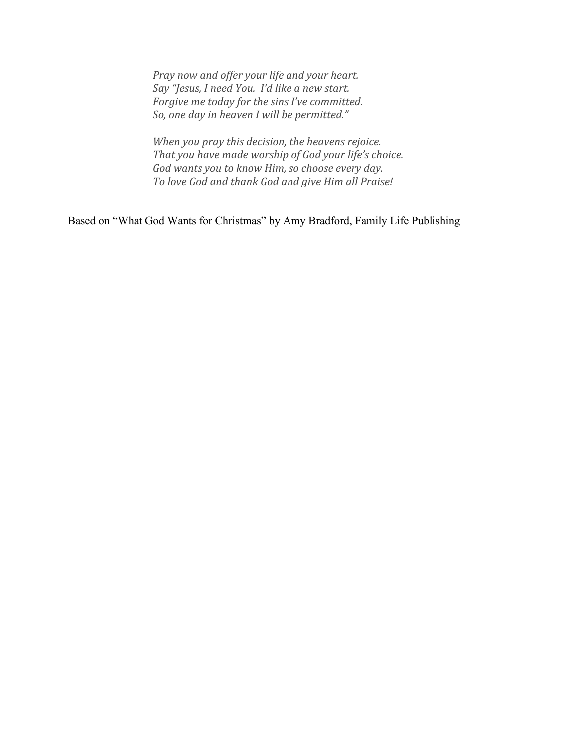*Pray now and offer your life and your heart.*
*Say "Jesus, I need You. I'd like a new start.*
*Forgive me today for the sins I've committed.*
*So, one day in heaven I will be permitted."*

*When you pray this decision, the heavens rejoice.*
*That you have made worship of God your life's choice.*
*God wants you to know Him, so choose every day.*
*To love God and thank God and give Him all Praise!*

Based on "What God Wants for Christmas" by Amy Bradford, Family Life Publishing